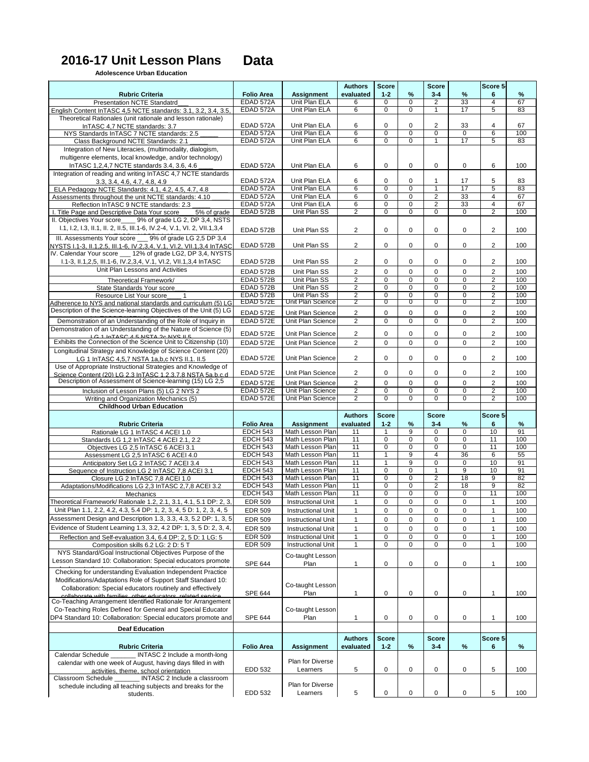# 2016-17 Unit Lesson Plans Data

**Adolescence Urban Education**

| Rubric Criteria | Folio Area | Assignment | Authors evaluated | Score 1-2 | % | Score 3-4 | % | Score 5-6 | % |
|---|---|---|---|---|---|---|---|---|---|
| Presentation NCTE Standatrd___ | EDAD 572A | Unit Plan ELA | 6 | 0 | 0 | 2 | 33 | 4 | 67 |
| English Content InTASC 4,5 NCTE standards: 3.1, 3.2, 3.4, 3.5, | EDAD 572A | Unit Plan ELA | 6 | 0 | 0 | 1 | 17 | 5 | 83 |
| Theoretical Rationales (unit rationale and lesson rationale) InTASC 4,7 NCTE standards: 3.7 | EDAD 572A | Unit Plan ELA | 6 | 0 | 0 | 2 | 33 | 4 | 67 |
| NYS Standards InTASC 7 NCTE standards: 2.5 _____ | EDAD 572A | Unit Plan ELA | 6 | 0 | 0 | 0 | 0 | 6 | 100 |
| Class Background NCTE Standards: 2.1 _____ | EDAD 572A | Unit Plan ELA | 6 | 0 | 0 | 1 | 17 | 5 | 83 |
| Integration of New Literacies, (multimodality, dialogism, multigenre elements, local knowledge, and/or technology) InTASC 1,2,4,7 NCTE standards 3.4, 3.6, 4.6 ____ | EDAD 572A | Unit Plan ELA | 6 | 0 | 0 | 0 | 0 | 6 | 100 |
| Integration of reading and writing InTASC 4,7 NCTE standards 3.3, 3.4, 4.6, 4.7, 4.8, 4.9 | EDAD 572A | Unit Plan ELA | 6 | 0 | 0 | 1 | 17 | 5 | 83 |
| ELA Pedagogy NCTE Standards: 4.1, 4.2, 4.5, 4.7, 4.8 | EDAD 572A | Unit Plan ELA | 6 | 0 | 0 | 1 | 17 | 5 | 83 |
| Assessments throughout the unit NCTE standards: 4.10 | EDAD 572A | Unit Plan ELA | 6 | 0 | 0 | 2 | 33 | 4 | 67 |
| Reflection InTASC 9 NCTE standards: 2.3 _____ | EDAD 572A | Unit Plan ELA | 6 | 0 | 0 | 2 | 33 | 4 | 67 |
| I. Title Page and Descriptive Data Your score ____ 5% of grade | EDAD 572B | Unit Plan SS | 2 | 0 | 0 | 0 | 0 | 2 | 100 |
| II. Objectives Your score____ 9% of grade LG 2, DP 3,4, NSTS I.1, I.2, I.3, II.1, II. 2, II.5, III.1-6, IV.2-4, V.1, VI. 2, VII.1,3,4 | EDAD 572B | Unit Plan SS | 2 | 0 | 0 | 0 | 0 | 2 | 100 |
| III. Assessments Your score ___ 9% of grade LG 2,5 DP 3,4 NYSTS I.1-3, II.1,2,5, III.1-6, IV.2,3,4, V.1, VI.2, VII.1,3,4 InTASC | EDAD 572B | Unit Plan SS | 2 | 0 | 0 | 0 | 0 | 2 | 100 |
| IV. Calendar Your score ___ 12% of grade LG2, DP 3,4, NYSTS I.1-3, II.1,2,5, III.1-6, IV.2,3,4, V.1, VI.2, VII.1,3,4 InTASC | EDAD 572B | Unit Plan SS | 2 | 0 | 0 | 0 | 0 | 2 | 100 |
| Unit Plan Lessons and Activities | EDAD 572B | Unit Plan SS | 2 | 0 | 0 | 0 | 0 | 2 | 100 |
| Theoretical Framework/ | EDAD 572B | Unit Plan SS | 2 | 0 | 0 | 0 | 0 | 2 | 100 |
| State Standards Your score ___ | EDAD 572B | Unit Plan SS | 2 | 0 | 0 | 0 | 0 | 2 | 100 |
| Resource List Your score____ 1 | EDAD 572B | Unit Plan SS | 2 | 0 | 0 | 0 | 0 | 2 | 100 |
| Adherence to NYS and national standards and curriculum (5) LG | EDAD 572E | Unit Plan Science | 2 | 0 | 0 | 0 | 0 | 2 | 100 |
| Description of the Science-learning Objectives of the Unit (5) LG | EDAD 572E | Unit Plan Science | 2 | 0 | 0 | 0 | 0 | 2 | 100 |
| Demonstration of an Understanding of the Role of Inquiry in | EDAD 572E | Unit Plan Science | 2 | 0 | 0 | 0 | 0 | 2 | 100 |
| Demonstration of an Understanding of the Nature of Science (5) LG 1 InTASC 4,5 NSTA 2c NYS II.5 | EDAD 572E | Unit Plan Science | 2 | 0 | 0 | 0 | 0 | 2 | 100 |
| Exhibits the Connection of the Science Unit to Citizenship (10) | EDAD 572E | Unit Plan Science | 2 | 0 | 0 | 0 | 0 | 2 | 100 |
| Longitudinal Strategy and Knowledge of Science Content (20) LG 1 InTASC 4,5,7 NSTA 1a,b,c NYS II.1. II.5 | EDAD 572E | Unit Plan Science | 2 | 0 | 0 | 0 | 0 | 2 | 100 |
| Use of Appropriate Instructional Strategies and Knowledge of Science Content (20) LG 2,3 InTASC 1,2,3,7,8 NSTA 5a,b,c,d | EDAD 572E | Unit Plan Science | 2 | 0 | 0 | 0 | 0 | 2 | 100 |
| Description of Assessment of Science-learning (15) LG 2,5 | EDAD 572E | Unit Plan Science | 2 | 0 | 0 | 0 | 0 | 2 | 100 |
| Inclusion of Lesson Plans (5) LG 2 NYS 2 | EDAD 572E | Unit Plan Science | 2 | 0 | 0 | 0 | 0 | 2 | 100 |
| Writing and Organization Mechanics (5) | EDAD 572E | Unit Plan Science | 2 | 0 | 0 | 0 | 0 | 2 | 100 |

**Childhood Urban Education**

| Rubric Criteria | Folio Area | Assignment | Authors evaluated | Score 1-2 | % | Score 3-4 | % | Score 5-6 | % |
|---|---|---|---|---|---|---|---|---|---|
| Rationale LG 1 InTASC 4 ACEI 1.0 | EDCH 543 | Math Lesson Plan | 11 | 1 | 9 | 0 | 0 | 10 | 91 |
| Standards LG 1,2 InTASC 4 ACEI 2.1, 2.2 | EDCH 543 | Math Lesson Plan | 11 | 0 | 0 | 0 | 0 | 11 | 100 |
| Objectives LG 2,5 InTASC 6 ACEI 3.1 | EDCH 543 | Math Lesson Plan | 11 | 0 | 0 | 0 | 0 | 11 | 100 |
| Assessment LG 2,5 InTASC 6 ACEI 4.0 | EDCH 543 | Math Lesson Plan | 11 | 1 | 9 | 4 | 36 | 6 | 55 |
| Anticipatory Set LG 2 InTASC 7 ACEI 3.4 | EDCH 543 | Math Lesson Plan | 11 | 1 | 9 | 0 | 0 | 10 | 91 |
| Sequence of Instruction LG 2 InTASC 7,8 ACEI 3.1 | EDCH 543 | Math Lesson Plan | 11 | 0 | 0 | 1 | 9 | 10 | 91 |
| Closure LG 2 InTASC 7,8 ACEI 1.0 | EDCH 543 | Math Lesson Plan | 11 | 0 | 0 | 2 | 18 | 9 | 82 |
| Adaptations/Modifications LG 2,3 InTASC 2,7,8 ACEI 3.2 | EDCH 543 | Math Lesson Plan | 11 | 0 | 0 | 2 | 18 | 9 | 82 |
| Mechanics | EDCH 543 | Math Lesson Plan | 11 | 0 | 0 | 0 | 0 | 11 | 100 |
| Theoretical Framework/ Rationale 1.2, 2.1, 3.1, 4.1, 5.1 DP: 2, 3, | EDR 509 | Instructional Unit | 1 | 0 | 0 | 0 | 0 | 1 | 100 |
| Unit Plan 1.1, 2.2, 4.2, 4.3, 5.4 DP: 1, 2, 3, 4, 5 D: 1, 2, 3, 4, 5 | EDR 509 | Instructional Unit | 1 | 0 | 0 | 0 | 0 | 1 | 100 |
| Assessment Design and Description 1.3, 3.3, 4.3, 5.2 DP: 1, 3, 5 | EDR 509 | Instructional Unit | 1 | 0 | 0 | 0 | 0 | 1 | 100 |
| Evidence of Student Learning 1.3, 3.2, 4.2 DP: 1, 3, 5 D: 2, 3, 4, | EDR 509 | Instructional Unit | 1 | 0 | 0 | 0 | 0 | 1 | 100 |
| Reflection and Self-evaluation 3.4, 6.4 DP: 2, 5 D: 1 LG: 5 | EDR 509 | Instructional Unit | 1 | 0 | 0 | 0 | 0 | 1 | 100 |
| Composition skills 6.2 LG: 2 D: 5 T | EDR 509 | Instructional Unit | 1 | 0 | 0 | 0 | 0 | 1 | 100 |
| NYS Standard/Goal Instructional Objectives Purpose of the Lesson Standard 10: Collaboration: Special educators promote | SPE 644 | Co-taught Lesson Plan | 1 | 0 | 0 | 0 | 0 | 1 | 100 |
| Checking for understanding Evaluation Independent Practice Modifications/Adaptations Role of Support Staff Standard 10: Collaboration: Special educators routinely and effectively collaborate with families, other educators, related service | SPE 644 | Co-taught Lesson Plan | 1 | 0 | 0 | 0 | 0 | 1 | 100 |
| Co-Teaching Arrangement Identified Rationale for Arrangement Co-Teaching Roles Defined for General and Special Educator DP4 Standard 10: Collaboration: Special educators promote and | SPE 644 | Co-taught Lesson Plan | 1 | 0 | 0 | 0 | 0 | 1 | 100 |

**Deaf Education**

| Rubric Criteria | Folio Area | Assignment | Authors evaluated | Score 1-2 | % | Score 3-4 | % | Score 5-6 | % |
|---|---|---|---|---|---|---|---|---|---|
| Calendar Schedule _______ INTASC 2 Include a month-long calendar with one week of August, having days filled in with activities, theme, school orientation | EDD 532 | Plan for Diverse Learners | 5 | 0 | 0 | 0 | 0 | 5 | 100 |
| Classroom Schedule _______ INTASC 2 Include a classroom schedule including all teaching subjects and breaks for the students. | EDD 532 | Plan for Diverse Learners | 5 | 0 | 0 | 0 | 0 | 5 | 100 |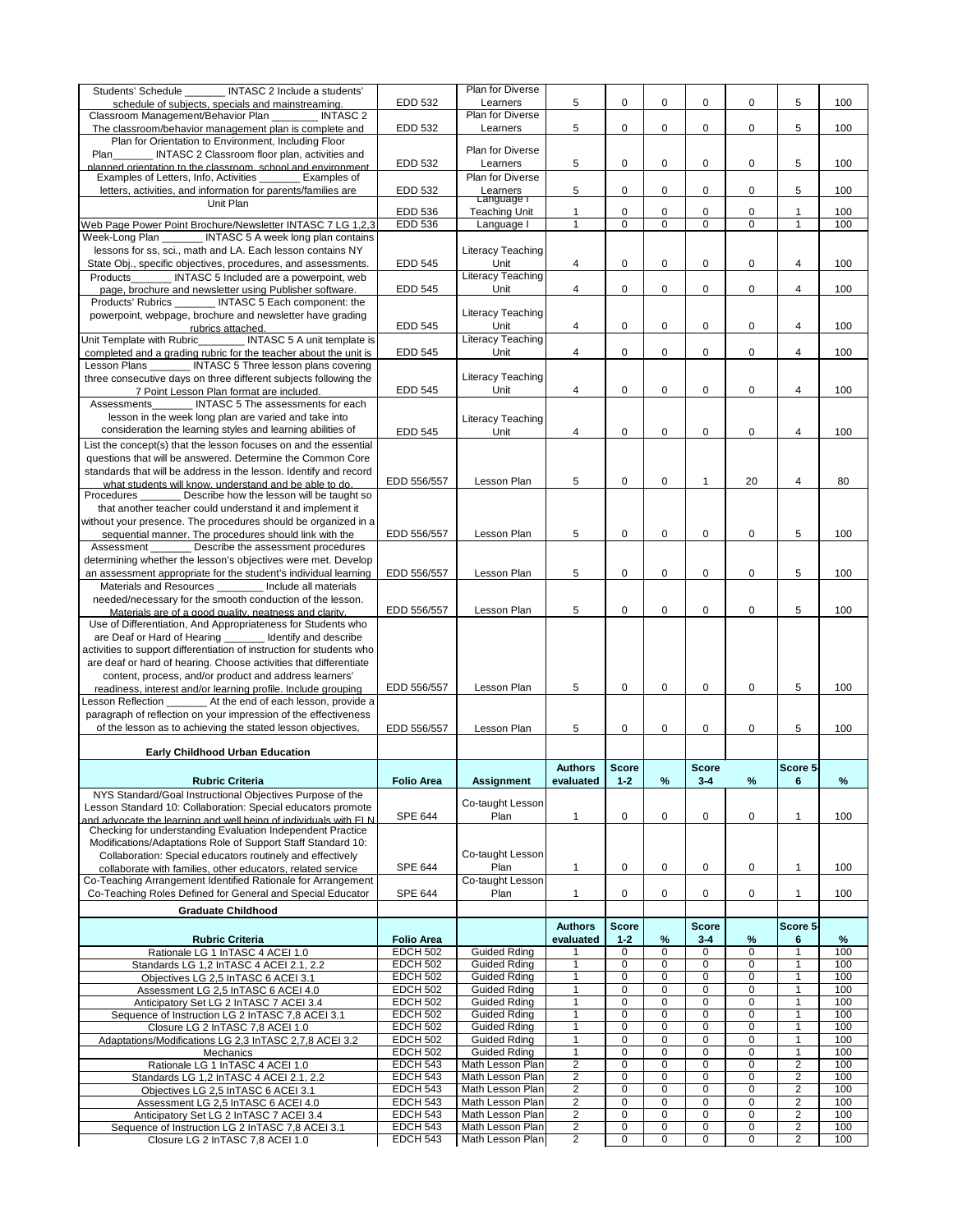| | | | | | | | | | | |
|---|---|---|---|---|---|---|---|---|---|---|
| Students' Schedule _______ INTASC 2 Include a students' schedule of subjects, specials and mainstreaming. | EDD 532 | Plan for Diverse Learners | 5 | 0 | 0 | 0 | 0 | 5 | 100 |
| Classroom Management/Behavior Plan ________ INTASC 2 The classroom/behavior management plan is complete and | EDD 532 | Plan for Diverse Learners | 5 | 0 | 0 | 0 | 0 | 5 | 100 |
| Plan for Orientation to Environment, Including Floor Plan_______ INTASC 2 Classroom floor plan, activities and planned orientation to the classroom, school and environment | EDD 532 | Plan for Diverse Learners | 5 | 0 | 0 | 0 | 0 | 5 | 100 |
| Examples of Letters, Info, Activities _______ Examples of letters, activities, and information for parents/families are | EDD 532 | Plan for Diverse Learners | 5 | 0 | 0 | 0 | 0 | 5 | 100 |
| Unit Plan | EDD 536 | Language I Teaching Unit | 1 | 0 | 0 | 0 | 0 | 1 | 100 |
| Web Page Power Point Brochure/Newsletter INTASC 7 LG 1,2,3 | EDD 536 | Language I | 1 | 0 | 0 | 0 | 0 | 1 | 100 |
| Week-Long Plan _______ INTASC 5 A week long plan contains lessons for ss, sci., math and LA. Each lesson contains NY State Obj., specific objectives, procedures, and assessments. | EDD 545 | Literacy Teaching Unit | 4 | 0 | 0 | 0 | 0 | 4 | 100 |
| Products_______ INTASC 5 Included are a powerpoint, web page, brochure and newsletter using Publisher software. | EDD 545 | Literacy Teaching Unit | 4 | 0 | 0 | 0 | 0 | 4 | 100 |
| Products' Rubrics _______ INTASC 5 Each component: the powerpoint, webpage, brochure and newsletter have grading rubrics attached. | EDD 545 | Literacy Teaching Unit | 4 | 0 | 0 | 0 | 0 | 4 | 100 |
| Unit Template with Rubric________ INTASC 5 A unit template is completed and a grading rubric for the teacher about the unit is | EDD 545 | Literacy Teaching Unit | 4 | 0 | 0 | 0 | 0 | 4 | 100 |
| Lesson Plans _______ INTASC 5 Three lesson plans covering three consecutive days on three different subjects following the 7 Point Lesson Plan format are included. | EDD 545 | Literacy Teaching Unit | 4 | 0 | 0 | 0 | 0 | 4 | 100 |
| Assessments_______ INTASC 5 The assessments for each lesson in the week long plan are varied and take into consideration the learning styles and learning abilities of | EDD 545 | Literacy Teaching Unit | 4 | 0 | 0 | 0 | 0 | 4 | 100 |
| List the concept(s) that the lesson focuses on and the essential questions that will be answered. Determine the Common Core standards that will be address in the lesson. Identify and record what students will know, understand and be able to do. | EDD 556/557 | Lesson Plan | 5 | 0 | 0 | 1 | 20 | 4 | 80 |
| Procedures _______ Describe how the lesson will be taught so that another teacher could understand it and implement it without your presence. The procedures should be organized in a sequential manner. The procedures should link with the | EDD 556/557 | Lesson Plan | 5 | 0 | 0 | 0 | 0 | 5 | 100 |
| Assessment _______ Describe the assessment procedures determining whether the lesson's objectives were met. Develop an assessment appropriate for the student's individual learning | EDD 556/557 | Lesson Plan | 5 | 0 | 0 | 0 | 0 | 5 | 100 |
| Materials and Resources ________ Include all materials needed/necessary for the smooth conduction of the lesson. Materials are of a good quality, neatness and clarity. | EDD 556/557 | Lesson Plan | 5 | 0 | 0 | 0 | 0 | 5 | 100 |
| Use of Differentiation, And Appropriateness for Students who are Deaf or Hard of Hearing _______ Identify and describe activities to support differentiation of instruction for students who are deaf or hard of hearing. Choose activities that differentiate content, process, and/or product and address learners' readiness, interest and/or learning profile. Include grouping | EDD 556/557 | Lesson Plan | 5 | 0 | 0 | 0 | 0 | 5 | 100 |
| Lesson Reflection _______ At the end of each lesson, provide a paragraph of reflection on your impression of the effectiveness of the lesson as to achieving the stated lesson objectives, | EDD 556/557 | Lesson Plan | 5 | 0 | 0 | 0 | 0 | 5 | 100 |

**Early Childhood Urban Education**

| Rubric Criteria | Folio Area | Assignment | Authors evaluated | Score 1-2 | % | Score 3-4 | % | Score 5-6 | % |
|---|---|---|---|---|---|---|---|---|---|
| NYS Standard/Goal Instructional Objectives Purpose of the Lesson Standard 10: Collaboration: Special educators promote and advocate the learning and well being of individuals with ELN | SPE 644 | Co-taught Lesson Plan | 1 | 0 | 0 | 0 | 0 | 1 | 100 |
| Checking for understanding Evaluation Independent Practice Modifications/Adaptations Role of Support Staff Standard 10: Collaboration: Special educators routinely and effectively collaborate with families, other educators, related service | SPE 644 | Co-taught Lesson Plan | 1 | 0 | 0 | 0 | 0 | 1 | 100 |
| Co-Teaching Arrangement Identified Rationale for Arrangement Co-Teaching Roles Defined for General and Special Educator | SPE 644 | Co-taught Lesson Plan | 1 | 0 | 0 | 0 | 0 | 1 | 100 |

**Graduate Childhood**

| Rubric Criteria | Folio Area | | Authors evaluated | Score 1-2 | % | Score 3-4 | % | Score 5-6 | % |
|---|---|---|---|---|---|---|---|---|---|
| Rationale LG 1 InTASC 4 ACEI 1.0 | EDCH 502 | Guided Rding | 1 | 0 | 0 | 0 | 0 | 1 | 100 |
| Standards LG 1,2 InTASC 4 ACEI 2.1, 2.2 | EDCH 502 | Guided Rding | 1 | 0 | 0 | 0 | 0 | 1 | 100 |
| Objectives LG 2,5 InTASC 6 ACEI 3.1 | EDCH 502 | Guided Rding | 1 | 0 | 0 | 0 | 0 | 1 | 100 |
| Assessment LG 2,5 InTASC 6 ACEI 4.0 | EDCH 502 | Guided Rding | 1 | 0 | 0 | 0 | 0 | 1 | 100 |
| Anticipatory Set LG 2 InTASC 7 ACEI 3.4 | EDCH 502 | Guided Rding | 1 | 0 | 0 | 0 | 0 | 1 | 100 |
| Sequence of Instruction LG 2 InTASC 7,8 ACEI 3.1 | EDCH 502 | Guided Rding | 1 | 0 | 0 | 0 | 0 | 1 | 100 |
| Closure LG 2 InTASC 7,8 ACEI 1.0 | EDCH 502 | Guided Rding | 1 | 0 | 0 | 0 | 0 | 1 | 100 |
| Adaptations/Modifications LG 2,3 InTASC 2,7,8 ACEI 3.2 | EDCH 502 | Guided Rding | 1 | 0 | 0 | 0 | 0 | 1 | 100 |
| Mechanics | EDCH 502 | Guided Rding | 1 | 0 | 0 | 0 | 0 | 1 | 100 |
| Rationale LG 1 InTASC 4 ACEI 1.0 | EDCH 543 | Math Lesson Plan | 2 | 0 | 0 | 0 | 0 | 2 | 100 |
| Standards LG 1,2 InTASC 4 ACEI 2.1, 2.2 | EDCH 543 | Math Lesson Plan | 2 | 0 | 0 | 0 | 0 | 2 | 100 |
| Objectives LG 2,5 InTASC 6 ACEI 3.1 | EDCH 543 | Math Lesson Plan | 2 | 0 | 0 | 0 | 0 | 2 | 100 |
| Assessment LG 2,5 InTASC 6 ACEI 4.0 | EDCH 543 | Math Lesson Plan | 2 | 0 | 0 | 0 | 0 | 2 | 100 |
| Anticipatory Set LG 2 InTASC 7 ACEI 3.4 | EDCH 543 | Math Lesson Plan | 2 | 0 | 0 | 0 | 0 | 2 | 100 |
| Sequence of Instruction LG 2 InTASC 7,8 ACEI 3.1 | EDCH 543 | Math Lesson Plan | 2 | 0 | 0 | 0 | 0 | 2 | 100 |
| Closure LG 2 InTASC 7,8 ACEI 1.0 | EDCH 543 | Math Lesson Plan | 2 | 0 | 0 | 0 | 0 | 2 | 100 |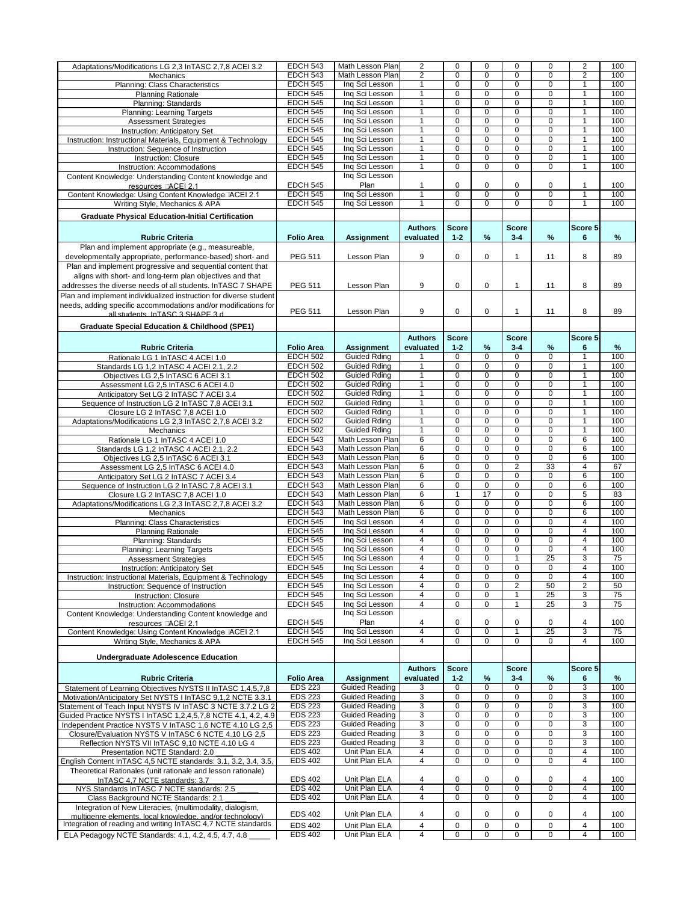| | | | | | | | | | |
|---|---|---|---|---|---|---|---|---|---|
| Adaptations/Modifications LG 2,3 InTASC 2,7,8 ACEI 3.2 | EDCH 543 | Math Lesson Plan | 2 | 0 | 0 | 0 | 0 | 2 | 100 |
| Mechanics | EDCH 543 | Math Lesson Plan | 2 | 0 | 0 | 0 | 0 | 2 | 100 |
| Planning: Class Characteristics | EDCH 545 | Inq Sci Lesson | 1 | 0 | 0 | 0 | 0 | 1 | 100 |
| Planning Rationale | EDCH 545 | Inq Sci Lesson | 1 | 0 | 0 | 0 | 0 | 1 | 100 |
| Planning: Standards | EDCH 545 | Inq Sci Lesson | 1 | 0 | 0 | 0 | 0 | 1 | 100 |
| Planning: Learning Targets | EDCH 545 | Inq Sci Lesson | 1 | 0 | 0 | 0 | 0 | 1 | 100 |
| Assessment Strategies | EDCH 545 | Inq Sci Lesson | 1 | 0 | 0 | 0 | 0 | 1 | 100 |
| Instruction: Anticipatory Set | EDCH 545 | Inq Sci Lesson | 1 | 0 | 0 | 0 | 0 | 1 | 100 |
| Instruction: Instructional Materials, Equipment & Technology | EDCH 545 | Inq Sci Lesson | 1 | 0 | 0 | 0 | 0 | 1 | 100 |
| Instruction: Sequence of Instruction | EDCH 545 | Inq Sci Lesson | 1 | 0 | 0 | 0 | 0 | 1 | 100 |
| Instruction: Closure | EDCH 545 | Inq Sci Lesson | 1 | 0 | 0 | 0 | 0 | 1 | 100 |
| Instruction: Accommodations | EDCH 545 | Inq Sci Lesson | 1 | 0 | 0 | 0 | 0 | 1 | 100 |
| Content Knowledge: Understanding Content knowledge and resources ACEI 2.1 | EDCH 545 | Inq Sci Lesson Plan | 1 | 0 | 0 | 0 | 0 | 1 | 100 |
| Content Knowledge: Using Content Knowledge ACEI 2.1 | EDCH 545 | Inq Sci Lesson | 1 | 0 | 0 | 0 | 0 | 1 | 100 |
| Writing Style, Mechanics & APA | EDCH 545 | Inq Sci Lesson | 1 | 0 | 0 | 0 | 0 | 1 | 100 |

**Graduate Physical Education-Initial Certification**

| Rubric Criteria | Folio Area | Assignment | Authors evaluated | Score 1-2 | % | Score 3-4 | % | Score 5-6 | % |
|---|---|---|---|---|---|---|---|---|---|
| Plan and implement appropriate (e.g., measureable, developmentally appropriate, performance-based) short- and | PEG 511 | Lesson Plan | 9 | 0 | 0 | 1 | 11 | 8 | 89 |
| Plan and implement progressive and sequential content that aligns with short- and long-term plan objectives and that addresses the diverse needs of all students. InTASC 7 SHAPE | PEG 511 | Lesson Plan | 9 | 0 | 0 | 1 | 11 | 8 | 89 |
| Plan and implement individualized instruction for diverse student needs, adding specific accommodations and/or modifications for all students. InTASC 3 SHAPE 3.d | PEG 511 | Lesson Plan | 9 | 0 | 0 | 1 | 11 | 8 | 89 |

**Graduate Special Education & Childhood (SPE1)**

| Rubric Criteria | Folio Area | Assignment | Authors evaluated | Score 1-2 | % | Score 3-4 | % | Score 5-6 | % |
|---|---|---|---|---|---|---|---|---|---|
| Rationale LG 1 InTASC 4 ACEI 1.0 | EDCH 502 | Guided Rding | 1 | 0 | 0 | 0 | 0 | 1 | 100 |
| Standards LG 1,2 InTASC 4 ACEI 2.1, 2.2 | EDCH 502 | Guided Rding | 1 | 0 | 0 | 0 | 0 | 1 | 100 |
| Objectives LG 2,5 InTASC 6 ACEI 3.1 | EDCH 502 | Guided Rding | 1 | 0 | 0 | 0 | 0 | 1 | 100 |
| Assessment LG 2,5 InTASC 6 ACEI 4.0 | EDCH 502 | Guided Rding | 1 | 0 | 0 | 0 | 0 | 1 | 100 |
| Anticipatory Set LG 2 InTASC 7 ACEI 3.4 | EDCH 502 | Guided Rding | 1 | 0 | 0 | 0 | 0 | 1 | 100 |
| Sequence of Instruction LG 2 InTASC 7,8 ACEI 3.1 | EDCH 502 | Guided Rding | 1 | 0 | 0 | 0 | 0 | 1 | 100 |
| Closure LG 2 InTASC 7,8 ACEI 1.0 | EDCH 502 | Guided Rding | 1 | 0 | 0 | 0 | 0 | 1 | 100 |
| Adaptations/Modifications LG 2,3 InTASC 2,7,8 ACEI 3.2 | EDCH 502 | Guided Rding | 1 | 0 | 0 | 0 | 0 | 1 | 100 |
| Mechanics | EDCH 502 | Guided Rding | 1 | 0 | 0 | 0 | 0 | 1 | 100 |
| Rationale LG 1 InTASC 4 ACEI 1.0 | EDCH 543 | Math Lesson Plan | 6 | 0 | 0 | 0 | 0 | 6 | 100 |
| Standards LG 1,2 InTASC 4 ACEI 2.1, 2.2 | EDCH 543 | Math Lesson Plan | 6 | 0 | 0 | 0 | 0 | 6 | 100 |
| Objectives LG 2,5 InTASC 6 ACEI 3.1 | EDCH 543 | Math Lesson Plan | 6 | 0 | 0 | 0 | 0 | 6 | 100 |
| Assessment LG 2,5 InTASC 6 ACEI 4.0 | EDCH 543 | Math Lesson Plan | 6 | 0 | 0 | 2 | 33 | 4 | 67 |
| Anticipatory Set LG 2 InTASC 7 ACEI 3.4 | EDCH 543 | Math Lesson Plan | 6 | 0 | 0 | 0 | 0 | 6 | 100 |
| Sequence of Instruction LG 2 InTASC 7,8 ACEI 3.1 | EDCH 543 | Math Lesson Plan | 6 | 0 | 0 | 0 | 0 | 6 | 100 |
| Closure LG 2 InTASC 7,8 ACEI 1.0 | EDCH 543 | Math Lesson Plan | 6 | 1 | 17 | 0 | 0 | 5 | 83 |
| Adaptations/Modifications LG 2,3 InTASC 2,7,8 ACEI 3.2 | EDCH 543 | Math Lesson Plan | 6 | 0 | 0 | 0 | 0 | 6 | 100 |
| Mechanics | EDCH 543 | Math Lesson Plan | 6 | 0 | 0 | 0 | 0 | 6 | 100 |
| Planning: Class Characteristics | EDCH 545 | Inq Sci Lesson | 4 | 0 | 0 | 0 | 0 | 4 | 100 |
| Planning Rationale | EDCH 545 | Inq Sci Lesson | 4 | 0 | 0 | 0 | 0 | 4 | 100 |
| Planning: Standards | EDCH 545 | Inq Sci Lesson | 4 | 0 | 0 | 0 | 0 | 4 | 100 |
| Planning: Learning Targets | EDCH 545 | Inq Sci Lesson | 4 | 0 | 0 | 0 | 0 | 4 | 100 |
| Assessment Strategies | EDCH 545 | Inq Sci Lesson | 4 | 0 | 0 | 1 | 25 | 3 | 75 |
| Instruction: Anticipatory Set | EDCH 545 | Inq Sci Lesson | 4 | 0 | 0 | 0 | 0 | 4 | 100 |
| Instruction: Instructional Materials, Equipment & Technology | EDCH 545 | Inq Sci Lesson | 4 | 0 | 0 | 0 | 0 | 4 | 100 |
| Instruction: Sequence of Instruction | EDCH 545 | Inq Sci Lesson | 4 | 0 | 0 | 2 | 50 | 2 | 50 |
| Instruction: Closure | EDCH 545 | Inq Sci Lesson | 4 | 0 | 0 | 1 | 25 | 3 | 75 |
| Instruction: Accommodations | EDCH 545 | Inq Sci Lesson | 4 | 0 | 0 | 1 | 25 | 3 | 75 |
| Content Knowledge: Understanding Content knowledge and resources ACEI 2.1 | EDCH 545 | Inq Sci Lesson Plan | 4 | 0 | 0 | 0 | 0 | 4 | 100 |
| Content Knowledge: Using Content Knowledge ACEI 2.1 | EDCH 545 | Inq Sci Lesson | 4 | 0 | 0 | 1 | 25 | 3 | 75 |
| Writing Style, Mechanics & APA | EDCH 545 | Inq Sci Lesson | 4 | 0 | 0 | 0 | 0 | 4 | 100 |

**Undergraduate Adolescence Education**

| Rubric Criteria | Folio Area | Assignment | Authors evaluated | Score 1-2 | % | Score 3-4 | % | Score 5-6 | % |
|---|---|---|---|---|---|---|---|---|---|
| Statement of Learning Objectives NYSTS II InTASC 1,4,5,7,8 | EDS 223 | Guided Reading | 3 | 0 | 0 | 0 | 0 | 3 | 100 |
| Motivation/Anticipatory Set NYSTS I InTASC 9,1,2 NCTE 3.3.1 | EDS 223 | Guided Reading | 3 | 0 | 0 | 0 | 0 | 3 | 100 |
| Statement of Teach Input NYSTS IV InTASC 3 NCTE 3.7.2 LG 2 | EDS 223 | Guided Reading | 3 | 0 | 0 | 0 | 0 | 3 | 100 |
| Guided Practice NYSTS I InTASC 1,2,4,5,7,8 NCTE 4.1, 4.2, 4.9 | EDS 223 | Guided Reading | 3 | 0 | 0 | 0 | 0 | 3 | 100 |
| Independent Practice NYSTS V InTASC 1,6 NCTE 4.10 LG 2,5 | EDS 223 | Guided Reading | 3 | 0 | 0 | 0 | 0 | 3 | 100 |
| Closure/Evaluation NYSTS V InTASC 6 NCTE 4.10 LG 2,5 | EDS 223 | Guided Reading | 3 | 0 | 0 | 0 | 0 | 3 | 100 |
| Reflection NYSTS VII InTASC 9,10 NCTE 4.10 LG 4 | EDS 223 | Guided Reading | 3 | 0 | 0 | 0 | 0 | 3 | 100 |
| Presentation NCTE Standard: 2.0 ____ | EDS 402 | Unit Plan ELA | 4 | 0 | 0 | 0 | 0 | 4 | 100 |
| English Content InTASC 4,5 NCTE standards: 3.1, 3.2, 3.4, 3.5, | EDS 402 | Unit Plan ELA | 4 | 0 | 0 | 0 | 0 | 4 | 100 |
| Theoretical Rationales (unit rationale and lesson rationale) InTASC 4,7 NCTE standards: 3.7 | EDS 402 | Unit Plan ELA | 4 | 0 | 0 | 0 | 0 | 4 | 100 |
| NYS Standards InTASC 7 NCTE standards: 2.5 _____ | EDS 402 | Unit Plan ELA | 4 | 0 | 0 | 0 | 0 | 4 | 100 |
| Class Background NCTE Standards: 2.1 _____ | EDS 402 | Unit Plan ELA | 4 | 0 | 0 | 0 | 0 | 4 | 100 |
| Integration of New Literacies, (multimodality, dialogism, multigenre elements, local knowledge, and/or technology) | EDS 402 | Unit Plan ELA | 4 | 0 | 0 | 0 | 0 | 4 | 100 |
| Integration of reading and writing InTASC 4,7 NCTE standards | EDS 402 | Unit Plan ELA | 4 | 0 | 0 | 0 | 0 | 4 | 100 |
| ELA Pedagogy NCTE Standards: 4.1, 4.2, 4.5, 4.7, 4.8 _____ | EDS 402 | Unit Plan ELA | 4 | 0 | 0 | 0 | 0 | 4 | 100 |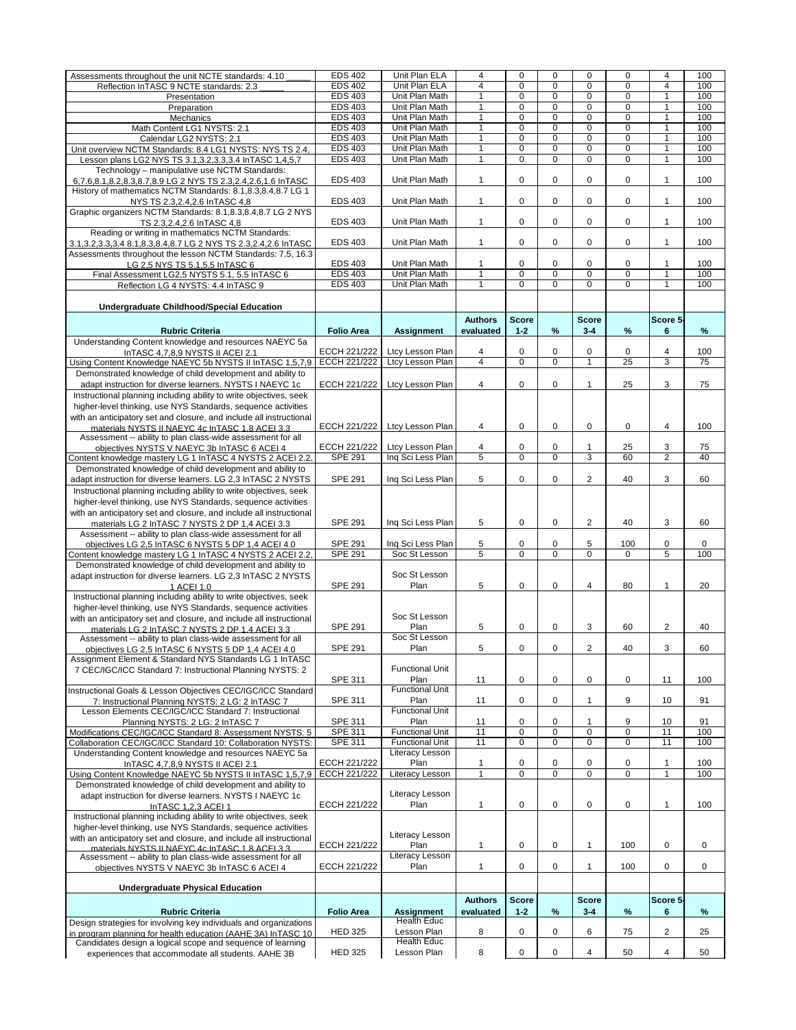| | | | | | | | | | |
|---|---|---|---|---|---|---|---|---|---|
| Assessments throughout the unit NCTE standards: 4.10 _____ | EDS 402 | Unit Plan ELA | 4 | 0 | 0 | 0 | 0 | 4 | 100 |
| Reflection InTASC 9 NCTE standards: 2.3 _____ | EDS 402 | Unit Plan ELA | 4 | 0 | 0 | 0 | 0 | 4 | 100 |
| Presentation | EDS 403 | Unit Plan Math | 1 | 0 | 0 | 0 | 0 | 1 | 100 |
| Preparation | EDS 403 | Unit Plan Math | 1 | 0 | 0 | 0 | 0 | 1 | 100 |
| Mechanics | EDS 403 | Unit Plan Math | 1 | 0 | 0 | 0 | 0 | 1 | 100 |
| Math Content LG1 NYSTS: 2.1 | EDS 403 | Unit Plan Math | 1 | 0 | 0 | 0 | 0 | 1 | 100 |
| Calendar LG2 NYSTS: 2.1 | EDS 403 | Unit Plan Math | 1 | 0 | 0 | 0 | 0 | 1 | 100 |
| Unit overview NCTM Standards: 8.4 LG1 NYSTS: NYS TS 2.4, | EDS 403 | Unit Plan Math | 1 | 0 | 0 | 0 | 0 | 1 | 100 |
| Lesson plans LG2 NYS TS 3.1,3.2,3.3,3.4 InTASC 1,4,5,7 | EDS 403 | Unit Plan Math | 1 | 0 | 0 | 0 | 0 | 1 | 100 |
| Technology – manipulative use NCTM Standards: 6,7.6,8.1,8.2,8.3,8.7,8.9 LG 2 NYS TS 2.3,2.4,2.6,1.6 InTASC | EDS 403 | Unit Plan Math | 1 | 0 | 0 | 0 | 0 | 1 | 100 |
| History of mathematics NCTM Standards: 8.1,8.3,8.4,8.7 LG 1 NYS TS 2.3,2.4,2.6 InTASC 4,8 | EDS 403 | Unit Plan Math | 1 | 0 | 0 | 0 | 0 | 1 | 100 |
| Graphic organizers NCTM Standards: 8.1,8.3,8.4,8.7 LG 2 NYS TS 2.3,2.4,2.6 InTASC 4,8 | EDS 403 | Unit Plan Math | 1 | 0 | 0 | 0 | 0 | 1 | 100 |
| Reading or writing in mathematics NCTM Standards: 3.1,3.2,3.3,3.4 8.1,8.3,8.4,8.7 LG 2 NYS TS 2.3,2.4,2.6 InTASC | EDS 403 | Unit Plan Math | 1 | 0 | 0 | 0 | 0 | 1 | 100 |
| Assessments throughout the lesson NCTM Standards: 7.5, 16.3 LG 2,5 NYS TS 5.1,5.5 InTASC 6 | EDS 403 | Unit Plan Math | 1 | 0 | 0 | 0 | 0 | 1 | 100 |
| Final Assessment LG2,5 NYSTS 5.1, 5.5 InTASC 6 | EDS 403 | Unit Plan Math | 1 | 0 | 0 | 0 | 0 | 1 | 100 |
| Reflection LG 4 NYSTS: 4.4 InTASC 9 | EDS 403 | Unit Plan Math | 1 | 0 | 0 | 0 | 0 | 1 | 100 |

**Undergraduate Childhood/Special Education**

| Rubric Criteria | Folio Area | Assignment | Authors evaluated | Score 1-2 | % | Score 3-4 | % | Score 5-6 | % |
|---|---|---|---|---|---|---|---|---|---|
| Understanding Content knowledge and resources NAEYC 5a InTASC 4,7,8,9 NYSTS II ACEI 2.1 | ECCH 221/222 | Ltcy Lesson Plan | 4 | 0 | 0 | 0 | 0 | 4 | 100 |
| Using Content Knowledge NAEYC 5b NYSTS II InTASC 1,5,7,9 | ECCH 221/222 | Ltcy Lesson Plan | 4 | 0 | 0 | 1 | 25 | 3 | 75 |
| Demonstrated knowledge of child development and ability to adapt instruction for diverse learners. NYSTS I NAEYC 1c | ECCH 221/222 | Ltcy Lesson Plan | 4 | 0 | 0 | 1 | 25 | 3 | 75 |
| Instructional planning including ability to write objectives, seek higher-level thinking, use NYS Standards, sequence activities with an anticipatory set and closure, and include all instructional materials NYSTS II NAEYC 4c InTASC 1,8 ACEI 3.3 | ECCH 221/222 | Ltcy Lesson Plan | 4 | 0 | 0 | 0 | 0 | 4 | 100 |
| Assessment -- ability to plan class-wide assessment for all objectives NYSTS V NAEYC 3b InTASC 6 ACEI 4 | ECCH 221/222 | Ltcy Lesson Plan | 4 | 0 | 0 | 1 | 25 | 3 | 75 |
| Content knowledge mastery LG 1 InTASC 4 NYSTS 2 ACEI 2.2, | SPE 291 | Inq Sci Less Plan | 5 | 0 | 0 | 3 | 60 | 2 | 40 |
| Demonstrated knowledge of child development and ability to adapt instruction for diverse learners. LG 2,3 InTASC 2 NYSTS | SPE 291 | Inq Sci Less Plan | 5 | 0 | 0 | 2 | 40 | 3 | 60 |
| Instructional planning including ability to write objectives, seek higher-level thinking, use NYS Standards, sequence activities with an anticipatory set and closure, and include all instructional materials LG 2 InTASC 7 NYSTS 2 DP 1,4 ACEI 3.3 | SPE 291 | Inq Sci Less Plan | 5 | 0 | 0 | 2 | 40 | 3 | 60 |
| Assessment -- ability to plan class-wide assessment for all objectives LG 2,5 InTASC 6 NYSTS 5 DP 1,4 ACEI 4.0 | SPE 291 | Inq Sci Less Plan | 5 | 0 | 0 | 5 | 100 | 0 | 0 |
| Content knowledge mastery LG 1 InTASC 4 NYSTS 2 ACEI 2.2, | SPE 291 | Soc St Lesson | 5 | 0 | 0 | 0 | 0 | 5 | 100 |
| Demonstrated knowledge of child development and ability to adapt instruction for diverse learners. LG 2,3 InTASC 2 NYSTS 1 ACEI 1.0 | SPE 291 | Soc St Lesson Plan | 5 | 0 | 0 | 4 | 80 | 1 | 20 |
| Instructional planning including ability to write objectives, seek higher-level thinking, use NYS Standards, sequence activities with an anticipatory set and closure, and include all instructional materials LG 2 InTASC 7 NYSTS 2 DP 1,4 ACEI 3.3 | SPE 291 | Soc St Lesson Plan | 5 | 0 | 0 | 3 | 60 | 2 | 40 |
| Assessment -- ability to plan class-wide assessment for all objectives LG 2,5 InTASC 6 NYSTS 5 DP 1,4 ACEI 4.0 | SPE 291 | Soc St Lesson Plan | 5 | 0 | 0 | 2 | 40 | 3 | 60 |
| Assignment Element & Standard NYS Standards LG 1 InTASC 7 CEC/IGC/ICC Standard 7: Instructional Planning NYSTS: 2 | SPE 311 | Functional Unit Plan | 11 | 0 | 0 | 0 | 0 | 11 | 100 |
| Instructional Goals & Lesson Objectives CEC/IGC/ICC Standard 7: Instructional Planning NYSTS: 2 LG: 2 InTASC 7 | SPE 311 | Functional Unit Plan | 11 | 0 | 0 | 1 | 9 | 10 | 91 |
| Lesson Elements CEC/IGC/ICC Standard 7: Instructional Planning NYSTS: 2 LG: 2 InTASC 7 | SPE 311 | Functional Unit Plan | 11 | 0 | 0 | 1 | 9 | 10 | 91 |
| Modifications CEC/IGC/ICC Standard 8: Assessment NYSTS: 5 | SPE 311 | Functional Unit | 11 | 0 | 0 | 0 | 0 | 11 | 100 |
| Collaboration CEC/IGC/ICC Standard 10: Collaboration NYSTS: | SPE 311 | Functional Unit | 11 | 0 | 0 | 0 | 0 | 11 | 100 |
| Understanding Content knowledge and resources NAEYC 5a InTASC 4,7,8,9 NYSTS II ACEI 2.1 | ECCH 221/222 | Literacy Lesson Plan | 1 | 0 | 0 | 0 | 0 | 1 | 100 |
| Using Content Knowledge NAEYC 5b NYSTS II InTASC 1,5,7,9 | ECCH 221/222 | Literacy Lesson | 1 | 0 | 0 | 0 | 0 | 1 | 100 |
| Demonstrated knowledge of child development and ability to adapt instruction for diverse learners. NYSTS I NAEYC 1c InTASC 1,2,3 ACEI 1 | ECCH 221/222 | Literacy Lesson Plan | 1 | 0 | 0 | 0 | 0 | 1 | 100 |
| Instructional planning including ability to write objectives, seek higher-level thinking, use NYS Standards, sequence activities with an anticipatory set and closure, and include all instructional materials NYSTS II NAEYC 4c InTASC 1,8 ACEI 3.3 | ECCH 221/222 | Literacy Lesson Plan | 1 | 0 | 0 | 1 | 100 | 0 | 0 |
| Assessment -- ability to plan class-wide assessment for all objectives NYSTS V NAEYC 3b InTASC 6 ACEI 4 | ECCH 221/222 | Literacy Lesson Plan | 1 | 0 | 0 | 1 | 100 | 0 | 0 |

**Undergraduate Physical Education**

| Rubric Criteria | Folio Area | Assignment | Authors evaluated | Score 1-2 | % | Score 3-4 | % | Score 5-6 | % |
|---|---|---|---|---|---|---|---|---|---|
| Design strategies for involving key individuals and organizations in program planning for health education (AAHE 3A) InTASC 10 | HED 325 | Health Educ Lesson Plan | 8 | 0 | 0 | 6 | 75 | 2 | 25 |
| Candidates design a logical scope and sequence of learning experiences that accommodate all students. AAHE 3B | HED 325 | Health Educ Lesson Plan | 8 | 0 | 0 | 4 | 50 | 4 | 50 |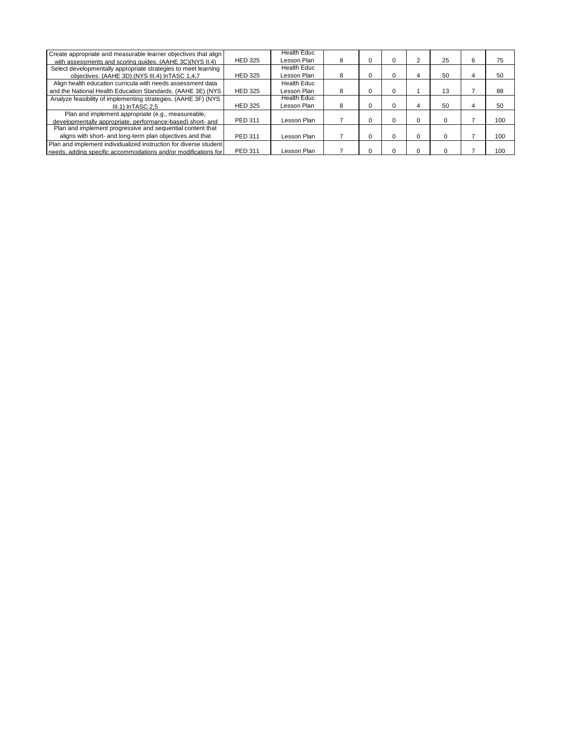| | | | | | | | | | |
|---|---|---|---|---|---|---|---|---|---|
| Create appropriate and measurable learner objectives that align with assessments and scoring guides. (AAHE 3C)(NYS II.4) | HED 325 | Health Educ Lesson Plan | 8 | 0 | 0 | 2 | 25 | 6 | 75 |
| Select developmentally appropriate strategies to meet learning objectives. (AAHE 3D) (NYS III.4) InTASC 1,4,7 | HED 325 | Health Educ Lesson Plan | 8 | 0 | 0 | 4 | 50 | 4 | 50 |
| Align health education curricula with needs assessment data and the National Health Education Standards. (AAHE 3E) (NYS | HED 325 | Health Educ Lesson Plan | 8 | 0 | 0 | 1 | 13 | 7 | 88 |
| Analyze feasibility of implementing strategies. (AAHE 3F) (NYS III.1) InTASC 2,5 | HED 325 | Health Educ Lesson Plan | 8 | 0 | 0 | 4 | 50 | 4 | 50 |
| Plan and implement appropriate (e.g., measureable, developmentally appropriate, performance-based) short- and | PED 311 | Lesson Plan | 7 | 0 | 0 | 0 | 0 | 7 | 100 |
| Plan and implement progressive and sequential content that aligns with short- and long-term plan objectives and that | PED 311 | Lesson Plan | 7 | 0 | 0 | 0 | 0 | 7 | 100 |
| Plan and implement individualized instruction for diverse student needs, adding specific accommodations and/or modifications for | PED 311 | Lesson Plan | 7 | 0 | 0 | 0 | 0 | 7 | 100 |